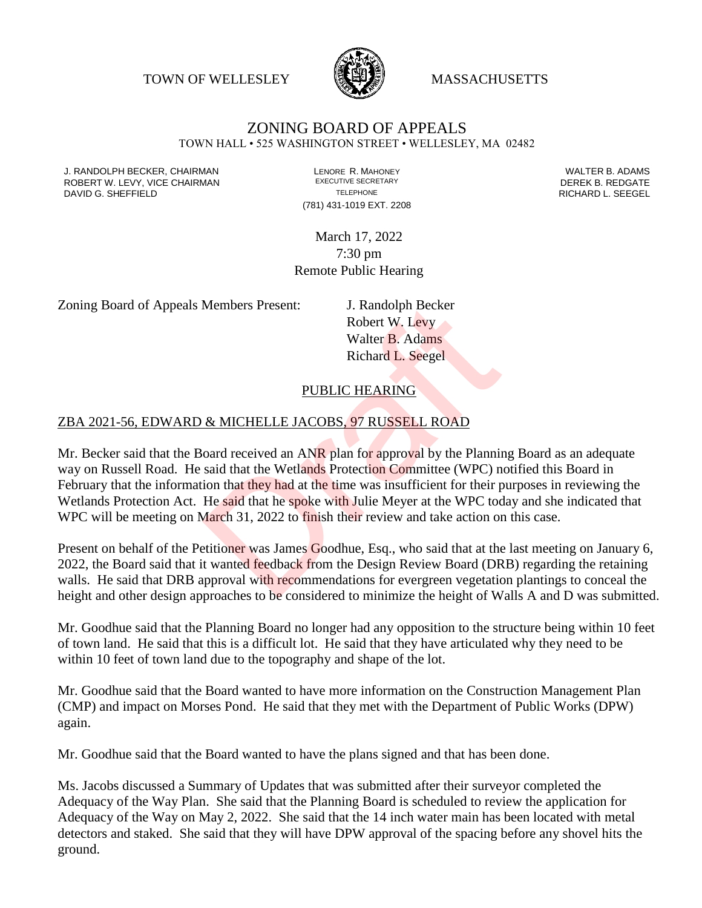TOWN OF WELLESLEY MASSACHUSETTS

# ZONING BOARD OF APPEALS

TOWN HALL • 525 WASHINGTON STREET • WELLESLEY, MA 02482

J. RANDOLPH BECKER, CHAIRMAN
ROBERT W. LEVY, VICE CHAIRMAN
DAVID G. SHEFFIELD

LENORE R. MAHONEY
EXECUTIVE SECRETARY
TELEPHONE
(781) 431-1019 EXT. 2208

WALTER B. ADAMS
DEREK B. REDGATE
RICHARD L. SEEGEL

March 17, 2022
7:30 pm
Remote Public Hearing

Zoning Board of Appeals Members Present: J. Randolph Becker
Robert W. Levy
Walter B. Adams
Richard L. Seegel

## PUBLIC HEARING

## ZBA 2021-56, EDWARD & MICHELLE JACOBS, 97 RUSSELL ROAD

Mr. Becker said that the Board received an ANR plan for approval by the Planning Board as an adequate way on Russell Road. He said that the Wetlands Protection Committee (WPC) notified this Board in February that the information that they had at the time was insufficient for their purposes in reviewing the Wetlands Protection Act. He said that he spoke with Julie Meyer at the WPC today and she indicated that WPC will be meeting on March 31, 2022 to finish their review and take action on this case.

Present on behalf of the Petitioner was James Goodhue, Esq., who said that at the last meeting on January 6, 2022, the Board said that it wanted feedback from the Design Review Board (DRB) regarding the retaining walls. He said that DRB approval with recommendations for evergreen vegetation plantings to conceal the height and other design approaches to be considered to minimize the height of Walls A and D was submitted.

Mr. Goodhue said that the Planning Board no longer had any opposition to the structure being within 10 feet of town land. He said that this is a difficult lot. He said that they have articulated why they need to be within 10 feet of town land due to the topography and shape of the lot.

Mr. Goodhue said that the Board wanted to have more information on the Construction Management Plan (CMP) and impact on Morses Pond. He said that they met with the Department of Public Works (DPW) again.

Mr. Goodhue said that the Board wanted to have the plans signed and that has been done.

Ms. Jacobs discussed a Summary of Updates that was submitted after their surveyor completed the Adequacy of the Way Plan. She said that the Planning Board is scheduled to review the application for Adequacy of the Way on May 2, 2022. She said that the 14 inch water main has been located with metal detectors and staked. She said that they will have DPW approval of the spacing before any shovel hits the ground.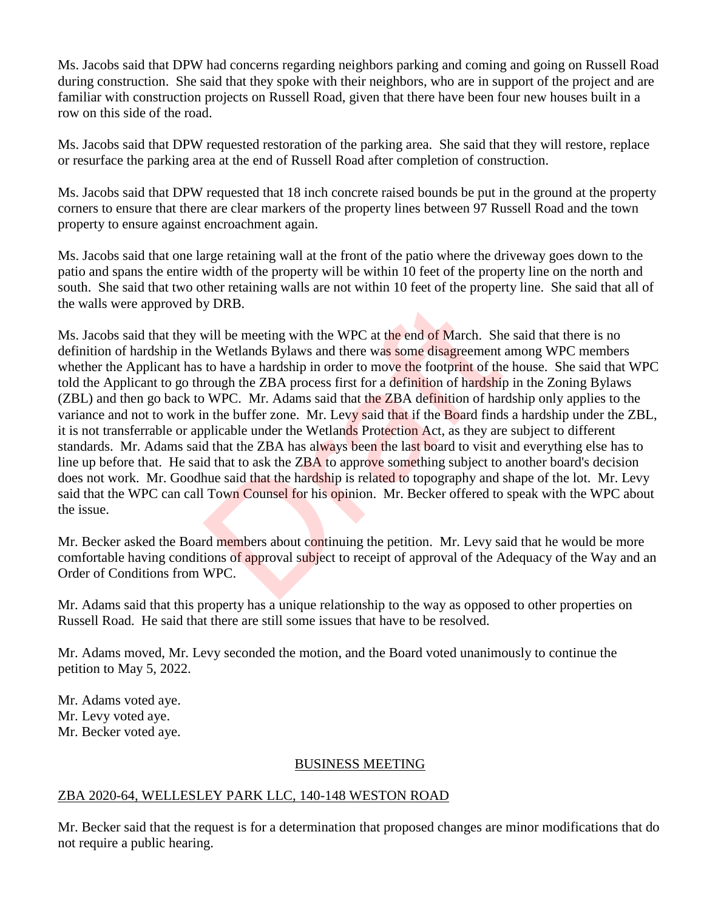Ms. Jacobs said that DPW had concerns regarding neighbors parking and coming and going on Russell Road during construction. She said that they spoke with their neighbors, who are in support of the project and are familiar with construction projects on Russell Road, given that there have been four new houses built in a row on this side of the road.

Ms. Jacobs said that DPW requested restoration of the parking area. She said that they will restore, replace or resurface the parking area at the end of Russell Road after completion of construction.

Ms. Jacobs said that DPW requested that 18 inch concrete raised bounds be put in the ground at the property corners to ensure that there are clear markers of the property lines between 97 Russell Road and the town property to ensure against encroachment again.

Ms. Jacobs said that one large retaining wall at the front of the patio where the driveway goes down to the patio and spans the entire width of the property will be within 10 feet of the property line on the north and south. She said that two other retaining walls are not within 10 feet of the property line. She said that all of the walls were approved by DRB.

Ms. Jacobs said that they will be meeting with the WPC at the end of March. She said that there is no definition of hardship in the Wetlands Bylaws and there was some disagreement among WPC members whether the Applicant has to have a hardship in order to move the footprint of the house. She said that WPC told the Applicant to go through the ZBA process first for a definition of hardship in the Zoning Bylaws (ZBL) and then go back to WPC. Mr. Adams said that the ZBA definition of hardship only applies to the variance and not to work in the buffer zone. Mr. Levy said that if the Board finds a hardship under the ZBL, it is not transferrable or applicable under the Wetlands Protection Act, as they are subject to different standards. Mr. Adams said that the ZBA has always been the last board to visit and everything else has to line up before that. He said that to ask the ZBA to approve something subject to another board's decision does not work. Mr. Goodhue said that the hardship is related to topography and shape of the lot. Mr. Levy said that the WPC can call Town Counsel for his opinion. Mr. Becker offered to speak with the WPC about the issue.

Mr. Becker asked the Board members about continuing the petition. Mr. Levy said that he would be more comfortable having conditions of approval subject to receipt of approval of the Adequacy of the Way and an Order of Conditions from WPC.

Mr. Adams said that this property has a unique relationship to the way as opposed to other properties on Russell Road. He said that there are still some issues that have to be resolved.

Mr. Adams moved, Mr. Levy seconded the motion, and the Board voted unanimously to continue the petition to May 5, 2022.

Mr. Adams voted aye.
Mr. Levy voted aye.
Mr. Becker voted aye.

## BUSINESS MEETING

### ZBA 2020-64, WELLESLEY PARK LLC, 140-148 WESTON ROAD

Mr. Becker said that the request is for a determination that proposed changes are minor modifications that do not require a public hearing.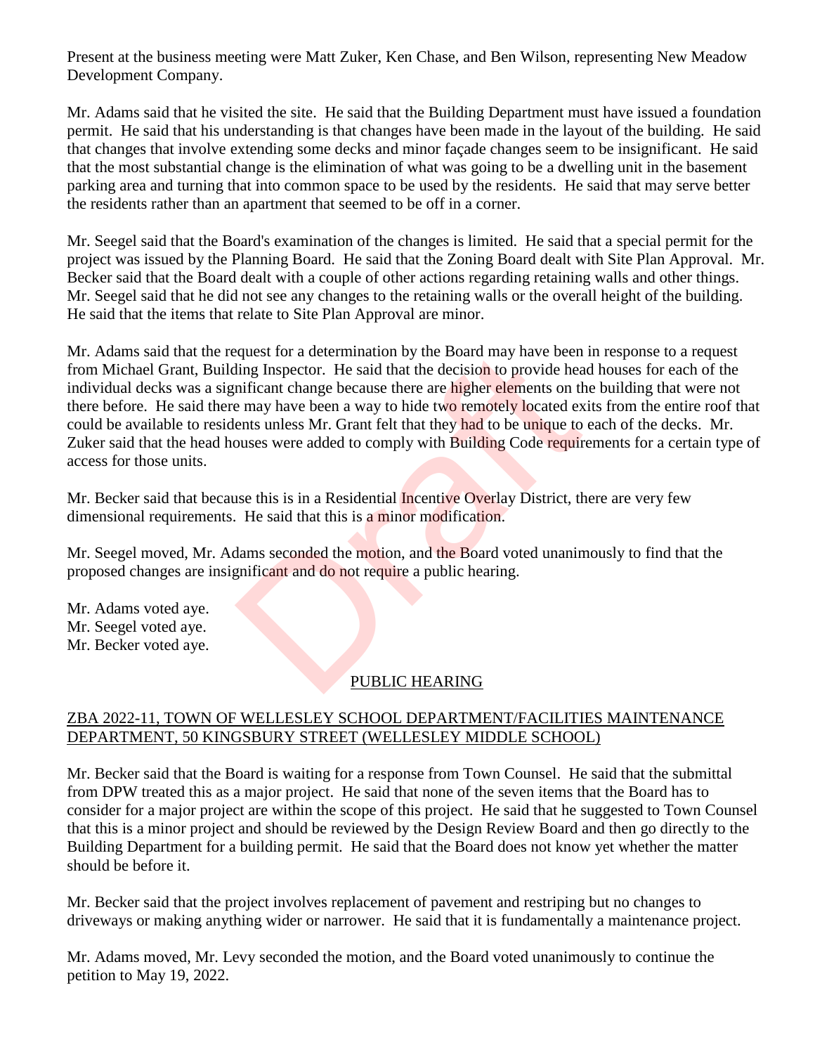Present at the business meeting were Matt Zuker, Ken Chase, and Ben Wilson, representing New Meadow Development Company.

Mr. Adams said that he visited the site. He said that the Building Department must have issued a foundation permit. He said that his understanding is that changes have been made in the layout of the building. He said that changes that involve extending some decks and minor façade changes seem to be insignificant. He said that the most substantial change is the elimination of what was going to be a dwelling unit in the basement parking area and turning that into common space to be used by the residents. He said that may serve better the residents rather than an apartment that seemed to be off in a corner.

Mr. Seegel said that the Board's examination of the changes is limited. He said that a special permit for the project was issued by the Planning Board. He said that the Zoning Board dealt with Site Plan Approval. Mr. Becker said that the Board dealt with a couple of other actions regarding retaining walls and other things. Mr. Seegel said that he did not see any changes to the retaining walls or the overall height of the building. He said that the items that relate to Site Plan Approval are minor.

Mr. Adams said that the request for a determination by the Board may have been in response to a request from Michael Grant, Building Inspector. He said that the decision to provide head houses for each of the individual decks was a significant change because there are higher elements on the building that were not there before. He said there may have been a way to hide two remotely located exits from the entire roof that could be available to residents unless Mr. Grant felt that they had to be unique to each of the decks. Mr. Zuker said that the head houses were added to comply with Building Code requirements for a certain type of access for those units.

Mr. Becker said that because this is in a Residential Incentive Overlay District, there are very few dimensional requirements. He said that this is a minor modification.

Mr. Seegel moved, Mr. Adams seconded the motion, and the Board voted unanimously to find that the proposed changes are insignificant and do not require a public hearing.

Mr. Adams voted aye.
Mr. Seegel voted aye.
Mr. Becker voted aye.

## PUBLIC HEARING

### ZBA 2022-11, TOWN OF WELLESLEY SCHOOL DEPARTMENT/FACILITIES MAINTENANCE DEPARTMENT, 50 KINGSBURY STREET (WELLESLEY MIDDLE SCHOOL)

Mr. Becker said that the Board is waiting for a response from Town Counsel. He said that the submittal from DPW treated this as a major project. He said that none of the seven items that the Board has to consider for a major project are within the scope of this project. He said that he suggested to Town Counsel that this is a minor project and should be reviewed by the Design Review Board and then go directly to the Building Department for a building permit. He said that the Board does not know yet whether the matter should be before it.

Mr. Becker said that the project involves replacement of pavement and restriping but no changes to driveways or making anything wider or narrower. He said that it is fundamentally a maintenance project.

Mr. Adams moved, Mr. Levy seconded the motion, and the Board voted unanimously to continue the petition to May 19, 2022.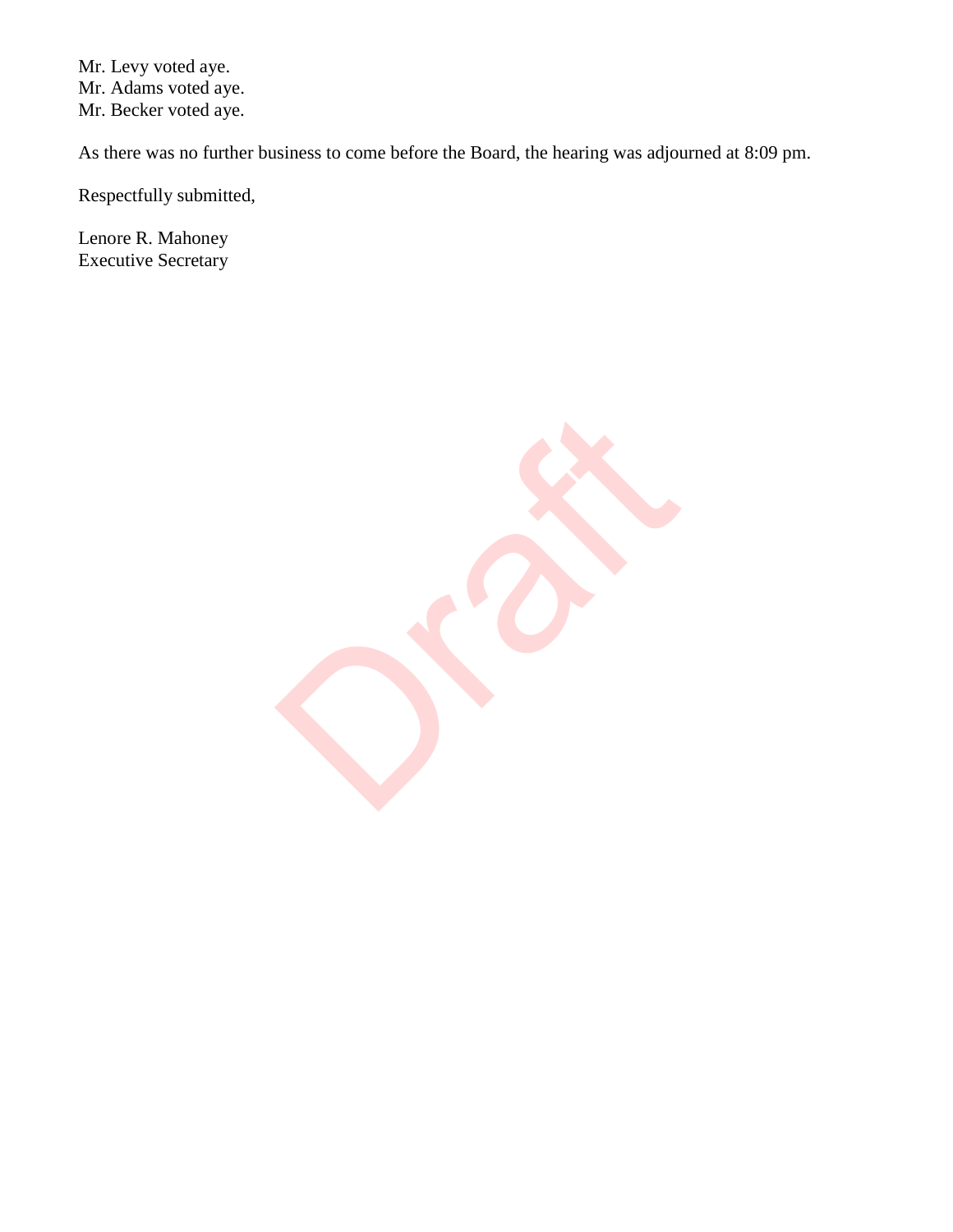Mr. Levy voted aye.
Mr. Adams voted aye.
Mr. Becker voted aye.

As there was no further business to come before the Board, the hearing was adjourned at 8:09 pm.

Respectfully submitted,

Lenore R. Mahoney
Executive Secretary

Draft